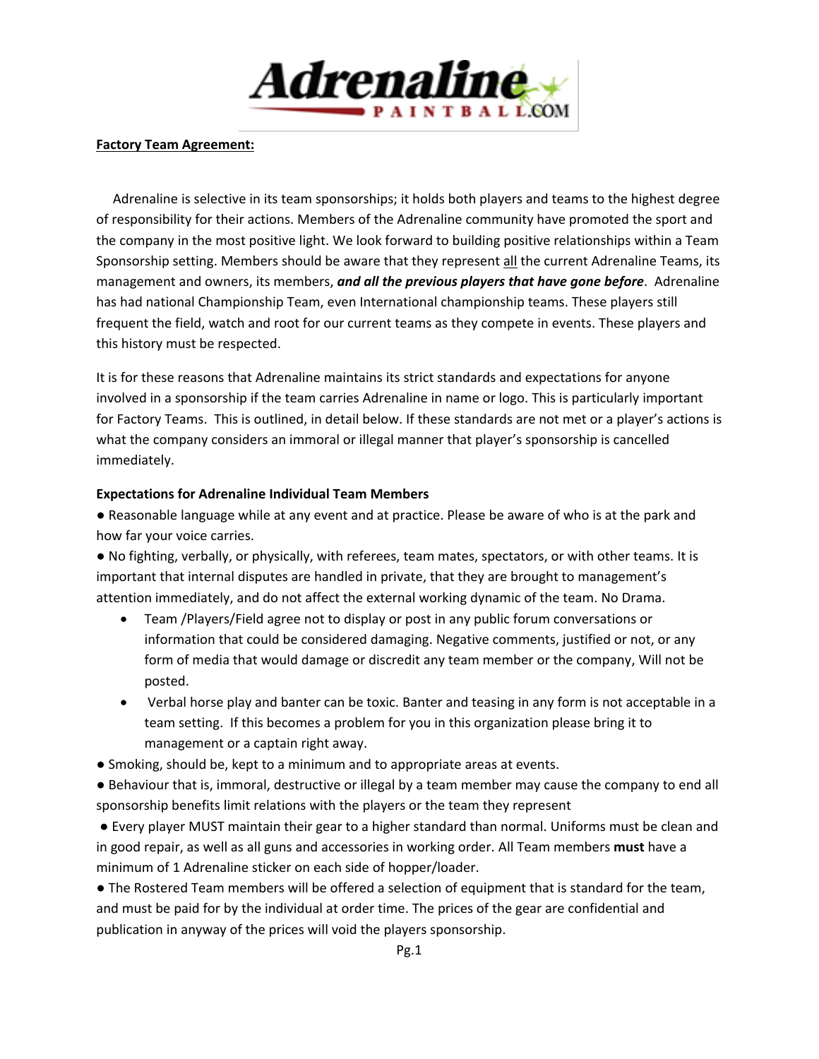**Factory Team Agreement:**

Adrenaline is selective in its team sponsorships; it holds both players and teams to the highest degree of responsibility for their actions. Members of the Adrenaline community have promoted the sport and the company in the most positive light. We look forward to building positive relationships within a Team Sponsorship setting. Members should be aware that they represent <u>all</u> the current Adrenaline Teams, its management and owners, its members, ***and all the previous players that have gone before***. Adrenaline has had national Championship Team, even International championship teams. These players still frequent the field, watch and root for our current teams as they compete in events. These players and this history must be respected.

It is for these reasons that Adrenaline maintains its strict standards and expectations for anyone involved in a sponsorship if the team carries Adrenaline in name or logo. This is particularly important for Factory Teams. This is outlined, in detail below. If these standards are not met or a player's actions is what the company considers an immoral or illegal manner that player's sponsorship is cancelled immediately.

**Expectations for Adrenaline Individual Team Members**

● Reasonable language while at any event and at practice. Please be aware of who is at the park and how far your voice carries.

● No fighting, verbally, or physically, with referees, team mates, spectators, or with other teams. It is important that internal disputes are handled in private, that they are brought to management's attention immediately, and do not affect the external working dynamic of the team. No Drama.

- Team /Players/Field agree not to display or post in any public forum conversations or information that could be considered damaging. Negative comments, justified or not, or any form of media that would damage or discredit any team member or the company, Will not be posted.
- Verbal horse play and banter can be toxic. Banter and teasing in any form is not acceptable in a team setting. If this becomes a problem for you in this organization please bring it to management or a captain right away.

● Smoking, should be, kept to a minimum and to appropriate areas at events.

● Behaviour that is, immoral, destructive or illegal by a team member may cause the company to end all sponsorship benefits limit relations with the players or the team they represent

● Every player MUST maintain their gear to a higher standard than normal. Uniforms must be clean and in good repair, as well as all guns and accessories in working order. All Team members **must** have a minimum of 1 Adrenaline sticker on each side of hopper/loader.

● The Rostered Team members will be offered a selection of equipment that is standard for the team, and must be paid for by the individual at order time. The prices of the gear are confidential and publication in anyway of the prices will void the players sponsorship.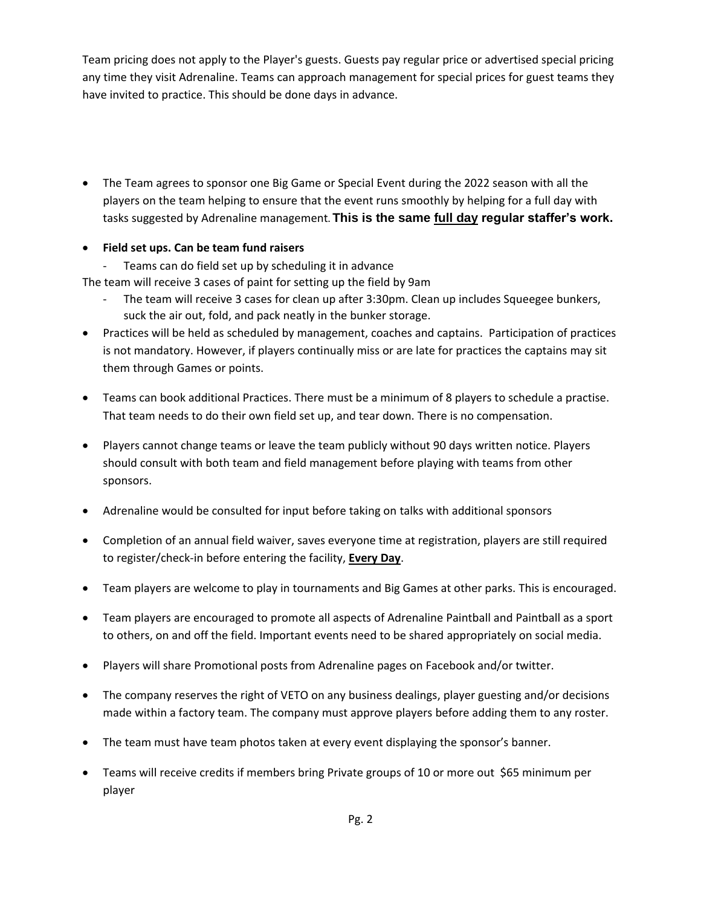Team pricing does not apply to the Player's guests. Guests pay regular price or advertised special pricing any time they visit Adrenaline. Teams can approach management for special prices for guest teams they have invited to practice. This should be done days in advance.

- The Team agrees to sponsor one Big Game or Special Event during the 2022 season with all the players on the team helping to ensure that the event runs smoothly by helping for a full day with tasks suggested by Adrenaline management. **This is the same <u>full day</u> regular staffer's work.**
- **Field set ups. Can be team fund raisers**
  - Teams can do field set up by scheduling it in advance

The team will receive 3 cases of paint for setting up the field by 9am

  - The team will receive 3 cases for clean up after 3:30pm. Clean up includes Squeegee bunkers, suck the air out, fold, and pack neatly in the bunker storage.

- Practices will be held as scheduled by management, coaches and captains. Participation of practices is not mandatory. However, if players continually miss or are late for practices the captains may sit them through Games or points.
- Teams can book additional Practices. There must be a minimum of 8 players to schedule a practise. That team needs to do their own field set up, and tear down. There is no compensation.
- Players cannot change teams or leave the team publicly without 90 days written notice. Players should consult with both team and field management before playing with teams from other sponsors.
- Adrenaline would be consulted for input before taking on talks with additional sponsors
- Completion of an annual field waiver, saves everyone time at registration, players are still required to register/check-in before entering the facility, **<u>Every Day</u>**.
- Team players are welcome to play in tournaments and Big Games at other parks. This is encouraged.
- Team players are encouraged to promote all aspects of Adrenaline Paintball and Paintball as a sport to others, on and off the field. Important events need to be shared appropriately on social media.
- Players will share Promotional posts from Adrenaline pages on Facebook and/or twitter.
- The company reserves the right of VETO on any business dealings, player guesting and/or decisions made within a factory team. The company must approve players before adding them to any roster.
- The team must have team photos taken at every event displaying the sponsor's banner.
- Teams will receive credits if members bring Private groups of 10 or more out $65 minimum per player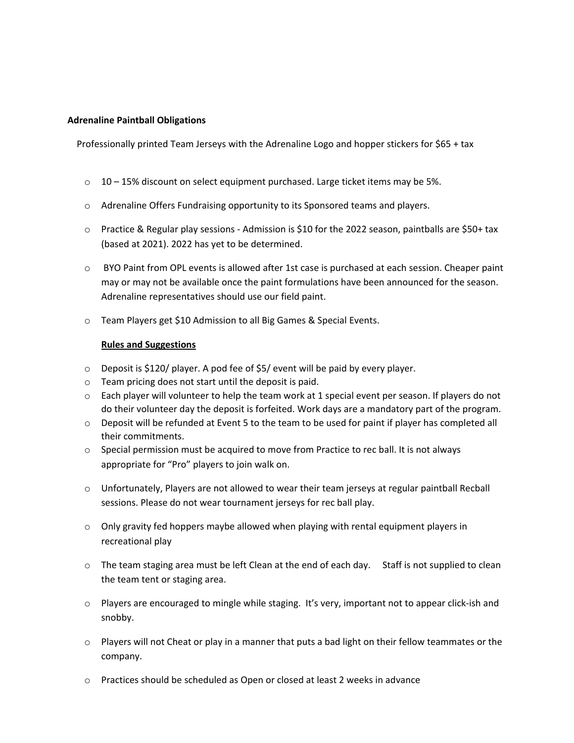**Adrenaline Paintball Obligations**

Professionally printed Team Jerseys with the Adrenaline Logo and hopper stickers for $65 + tax

- 10 – 15% discount on select equipment purchased. Large ticket items may be 5%.
- Adrenaline Offers Fundraising opportunity to its Sponsored teams and players.
- Practice & Regular play sessions - Admission is $10 for the 2022 season, paintballs are $50+ tax (based at 2021). 2022 has yet to be determined.
- BYO Paint from OPL events is allowed after 1st case is purchased at each session. Cheaper paint may or may not be available once the paint formulations have been announced for the season. Adrenaline representatives should use our field paint.
- Team Players get $10 Admission to all Big Games & Special Events.

**Rules and Suggestions**

- Deposit is $120/ player. A pod fee of $5/ event will be paid by every player.
- Team pricing does not start until the deposit is paid.
- Each player will volunteer to help the team work at 1 special event per season. If players do not do their volunteer day the deposit is forfeited. Work days are a mandatory part of the program.
- Deposit will be refunded at Event 5 to the team to be used for paint if player has completed all their commitments.
- Special permission must be acquired to move from Practice to rec ball. It is not always appropriate for "Pro" players to join walk on.
- Unfortunately, Players are not allowed to wear their team jerseys at regular paintball Recball sessions. Please do not wear tournament jerseys for rec ball play.
- Only gravity fed hoppers maybe allowed when playing with rental equipment players in recreational play
- The team staging area must be left Clean at the end of each day. Staff is not supplied to clean the team tent or staging area.
- Players are encouraged to mingle while staging. It's very, important not to appear click-ish and snobby.
- Players will not Cheat or play in a manner that puts a bad light on their fellow teammates or the company.
- Practices should be scheduled as Open or closed at least 2 weeks in advance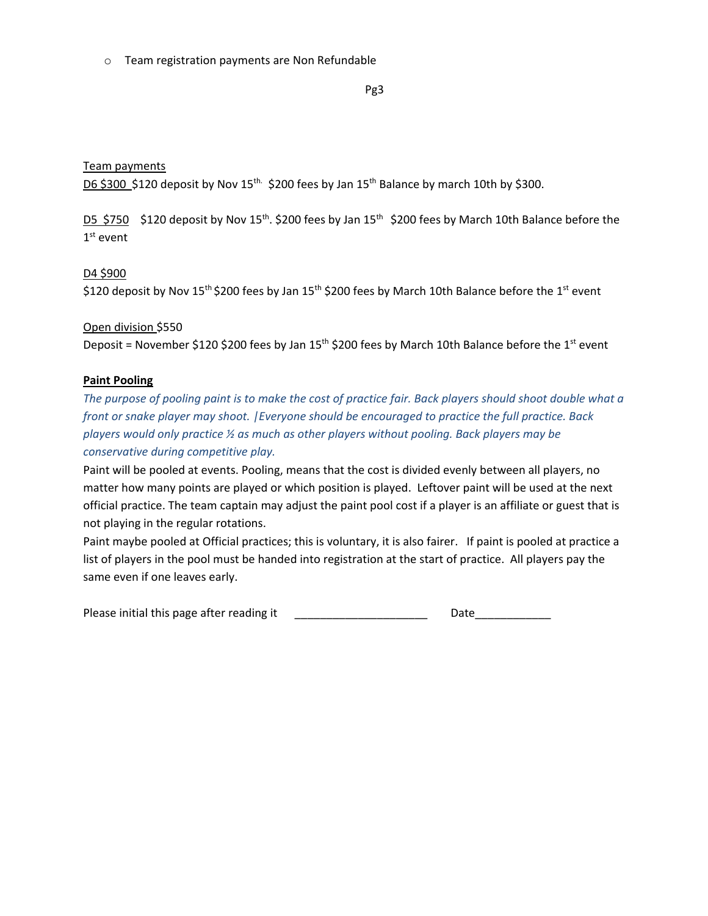- Team registration payments are Non Refundable

Team payments

D6 $300 $120 deposit by Nov 15th. $200 fees by Jan 15th Balance by march 10th by $300.

D5 $750 $120 deposit by Nov 15th. $200 fees by Jan 15th $200 fees by March 10th Balance before the 1st event

D4 $900

$120 deposit by Nov 15th $200 fees by Jan 15th $200 fees by March 10th Balance before the 1st event

Open division $550

Deposit = November $120 $200 fees by Jan 15th $200 fees by March 10th Balance before the 1st event

**Paint Pooling**

*The purpose of pooling paint is to make the cost of practice fair. Back players should shoot double what a front or snake player may shoot. |Everyone should be encouraged to practice the full practice. Back players would only practice ½ as much as other players without pooling. Back players may be conservative during competitive play.*

Paint will be pooled at events. Pooling, means that the cost is divided evenly between all players, no matter how many points are played or which position is played. Leftover paint will be used at the next official practice. The team captain may adjust the paint pool cost if a player is an affiliate or guest that is not playing in the regular rotations.

Paint maybe pooled at Official practices; this is voluntary, it is also fairer. If paint is pooled at practice a list of players in the pool must be handed into registration at the start of practice. All players pay the same even if one leaves early.

Please initial this page after reading it _____________________ Date____________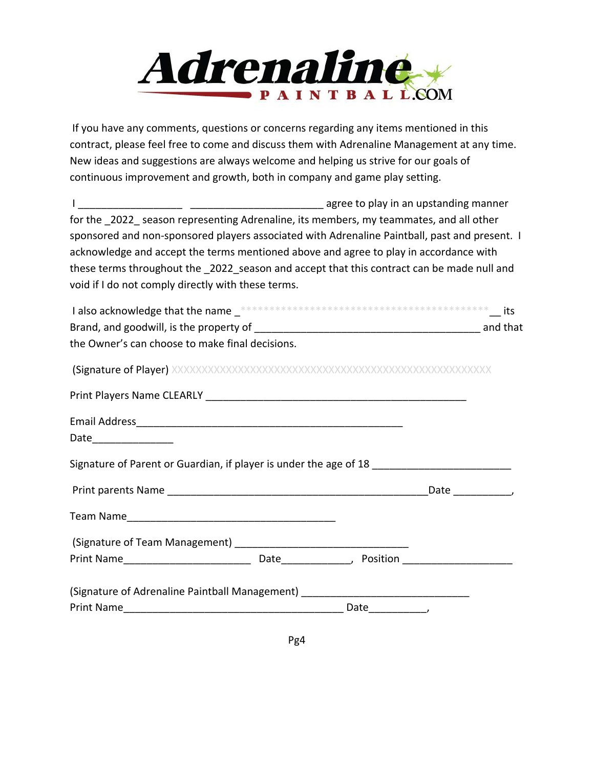Adrenaline PAINTBALL.COM

If you have any comments, questions or concerns regarding any items mentioned in this contract, please feel free to come and discuss them with Adrenaline Management at any time. New ideas and suggestions are always welcome and helping us strive for our goals of continuous improvement and growth, both in company and game play setting.

I __________________ _______________________ agree to play in an upstanding manner for the _2022_ season representing Adrenaline, its members, my teammates, and all other sponsored and non-sponsored players associated with Adrenaline Paintball, past and present. I acknowledge and accept the terms mentioned above and agree to play in accordance with these terms throughout the _2022_season and accept that this contract can be made null and void if I do not comply directly with these terms.

I also acknowledge that the name _*******************************************__ its Brand, and goodwill, is the property of _______________________________________ and that the Owner's can choose to make final decisions.

(Signature of Player) XXXXXXXXXXXXXXXXXXXXXXXXXXXXXXXXXXXXXXXXXXXXXXXXXXXXXX

Print Players Name CLEARLY _____________________________________________

Email Address_______________________________________________

Date______________

Signature of Parent or Guardian, if player is under the age of 18 ________________________

Print parents Name _____________________________________________Date __________,

Team Name____________________________________

(Signature of Team Management) ______________________________

Print Name______________________ Date____________, Position ___________________

(Signature of Adrenaline Paintball Management) _____________________________

Print Name______________________________________ Date__________,